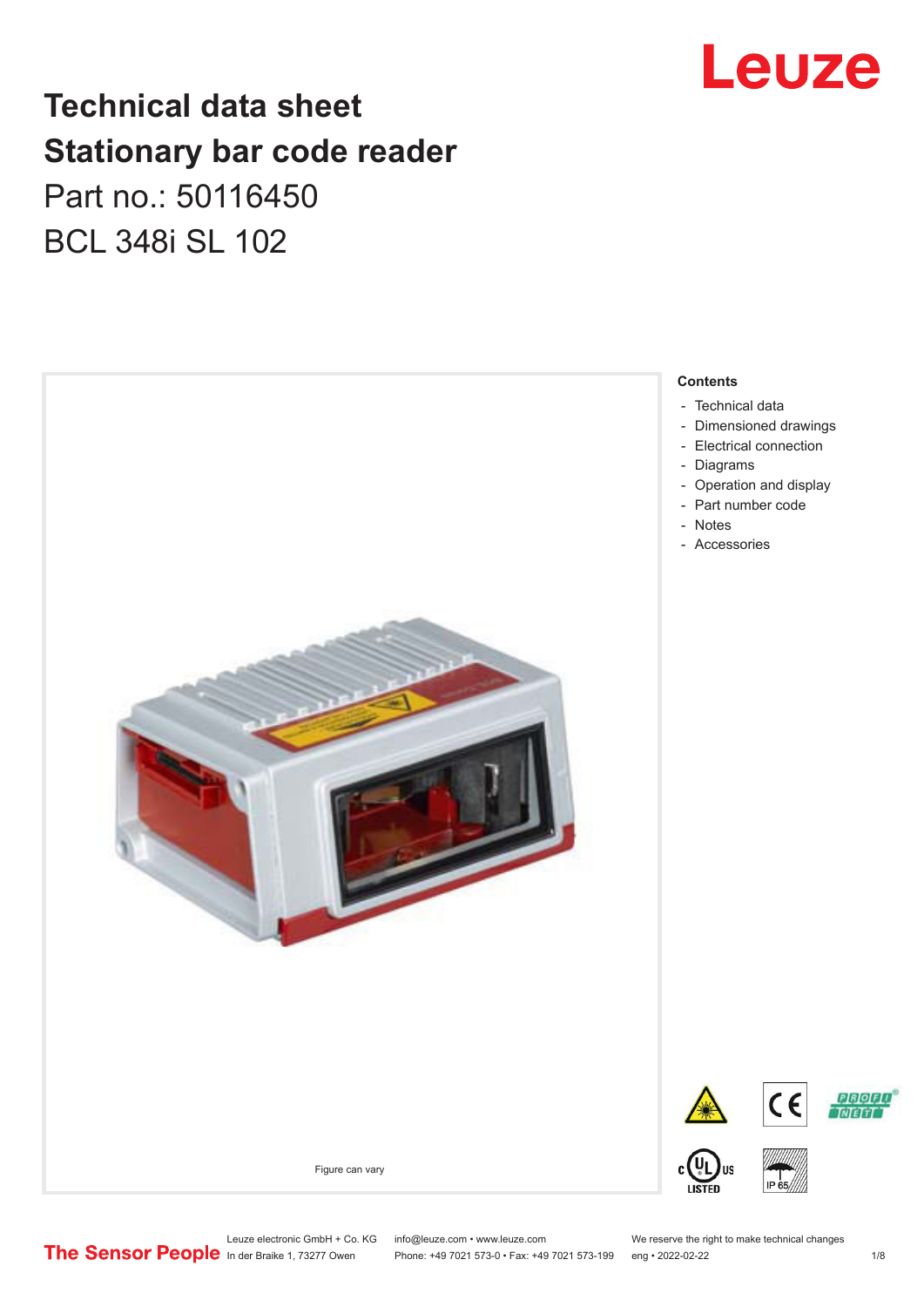# Technical data sheet
# Stationary bar code reader

Part no.: 50116450

BCL 348i SL 102

Figure can vary

## Contents

- Technical data
- Dimensioned drawings
- Electrical connection
- Diagrams
- Operation and display
- Part number code
- Notes
- Accessories

Leuze electronic GmbH + Co. KG
In der Braike 1, 73277 Owen

info@leuze.com • www.leuze.com
Phone: +49 7021 573-0 • Fax: +49 7021 573-199

We reserve the right to make technical changes
eng • 2022-02-22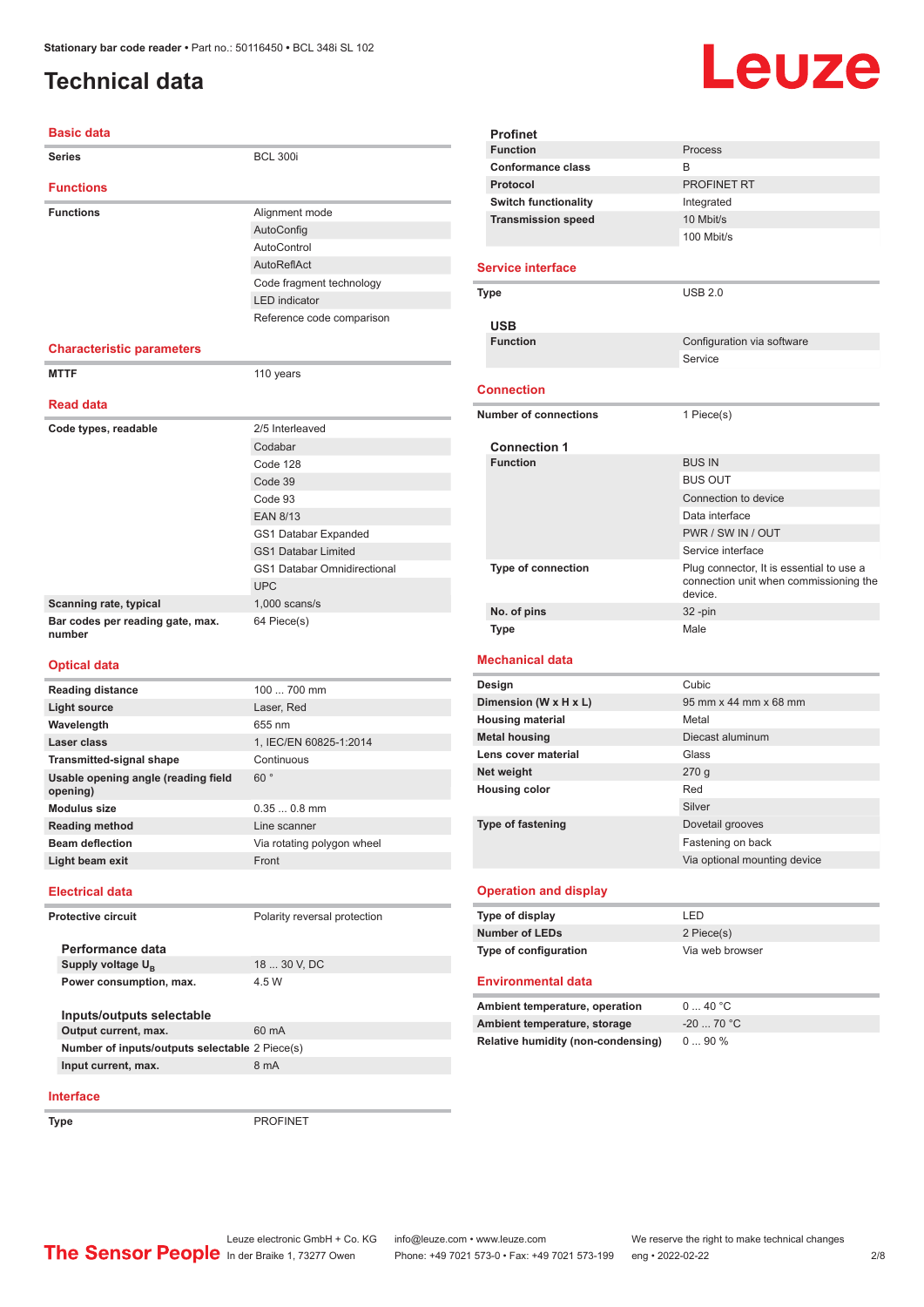# Technical data

## Basic data

| | |
|---|---|
| **Series** | BCL 300i |

## Functions

| | |
|---|---|
| **Functions** | Alignment mode |
| | AutoConfig |
| | AutoControl |
| | AutoReflAct |
| | Code fragment technology |
| | LED indicator |
| | Reference code comparison |

## Characteristic parameters

| | |
|---|---|
| **MTTF** | 110 years |

## Read data

| | |
|---|---|
| **Code types, readable** | 2/5 Interleaved |
| | Codabar |
| | Code 128 |
| | Code 39 |
| | Code 93 |
| | EAN 8/13 |
| | GS1 Databar Expanded |
| | GS1 Databar Limited |
| | GS1 Databar Omnidirectional |
| | UPC |
| **Scanning rate, typical** | 1,000 scans/s |
| **Bar codes per reading gate, max. number** | 64 Piece(s) |

## Optical data

| | |
|---|---|
| **Reading distance** | 100 ... 700 mm |
| **Light source** | Laser, Red |
| **Wavelength** | 655 nm |
| **Laser class** | 1, IEC/EN 60825-1:2014 |
| **Transmitted-signal shape** | Continuous |
| **Usable opening angle (reading field opening)** | 60 ° |
| **Modulus size** | 0.35 ... 0.8 mm |
| **Reading method** | Line scanner |
| **Beam deflection** | Via rotating polygon wheel |
| **Light beam exit** | Front |

## Electrical data

| | |
|---|---|
| **Protective circuit** | Polarity reversal protection |

### Performance data

| | |
|---|---|
| **Supply voltage $U_B$** | 18 ... 30 V, DC |
| **Power consumption, max.** | 4.5 W |

### Inputs/outputs selectable

| | |
|---|---|
| **Output current, max.** | 60 mA |
| **Number of inputs/outputs selectable** | 2 Piece(s) |
| **Input current, max.** | 8 mA |

## Interface

| | |
|---|---|
| **Type** | PROFINET |

### Profinet

| | |
|---|---|
| **Function** | Process |
| **Conformance class** | B |
| **Protocol** | PROFINET RT |
| **Switch functionality** | Integrated |
| **Transmission speed** | 10 Mbit/s |
| | 100 Mbit/s |

## Service interface

| | |
|---|---|
| **Type** | USB 2.0 |

### USB

| | |
|---|---|
| **Function** | Configuration via software |
| | Service |

## Connection

| | |
|---|---|
| **Number of connections** | 1 Piece(s) |

### Connection 1

| | |
|---|---|
| **Function** | BUS IN |
| | BUS OUT |
| | Connection to device |
| | Data interface |
| | PWR / SW IN / OUT |
| | Service interface |
| **Type of connection** | Plug connector, It is essential to use a connection unit when commissioning the device. |
| **No. of pins** | 32 -pin |
| **Type** | Male |

## Mechanical data

| | |
|---|---|
| **Design** | Cubic |
| **Dimension (W x H x L)** | 95 mm x 44 mm x 68 mm |
| **Housing material** | Metal |
| **Metal housing** | Diecast aluminum |
| **Lens cover material** | Glass |
| **Net weight** | 270 g |
| **Housing color** | Red |
| | Silver |
| **Type of fastening** | Dovetail grooves |
| | Fastening on back |
| | Via optional mounting device |

## Operation and display

| | |
|---|---|
| **Type of display** | LED |
| **Number of LEDs** | 2 Piece(s) |
| **Type of configuration** | Via web browser |

## Environmental data

| | |
|---|---|
| **Ambient temperature, operation** | 0 ... 40 °C |
| **Ambient temperature, storage** | -20 ... 70 °C |
| **Relative humidity (non-condensing)** | 0 ... 90 % |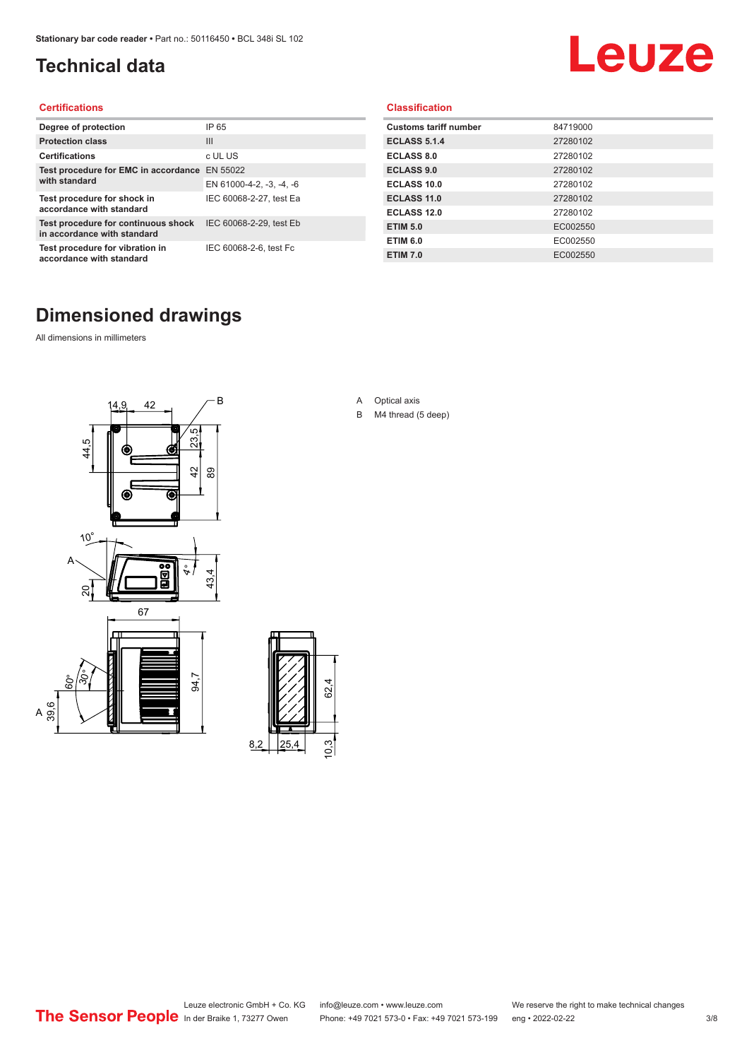# Technical data

## Certifications

| | |
|---|---|
| Degree of protection | IP 65 |
| Protection class | III |
| Certifications | c UL US |
| Test procedure for EMC in accordance with standard | EN 55022 |
| | EN 61000-4-2, -3, -4, -6 |
| Test procedure for shock in accordance with standard | IEC 60068-2-27, test Ea |
| Test procedure for continuous shock in accordance with standard | IEC 60068-2-29, test Eb |
| Test procedure for vibration in accordance with standard | IEC 60068-2-6, test Fc |

## Classification

| | |
|---|---|
| Customs tariff number | 84719000 |
| ECLASS 5.1.4 | 27280102 |
| ECLASS 8.0 | 27280102 |
| ECLASS 9.0 | 27280102 |
| ECLASS 10.0 | 27280102 |
| ECLASS 11.0 | 27280102 |
| ECLASS 12.0 | 27280102 |
| ETIM 5.0 | EC002550 |
| ETIM 6.0 | EC002550 |
| ETIM 7.0 | EC002550 |

# Dimensioned drawings

All dimensions in millimeters

A Optical axis

B M4 thread (5 deep)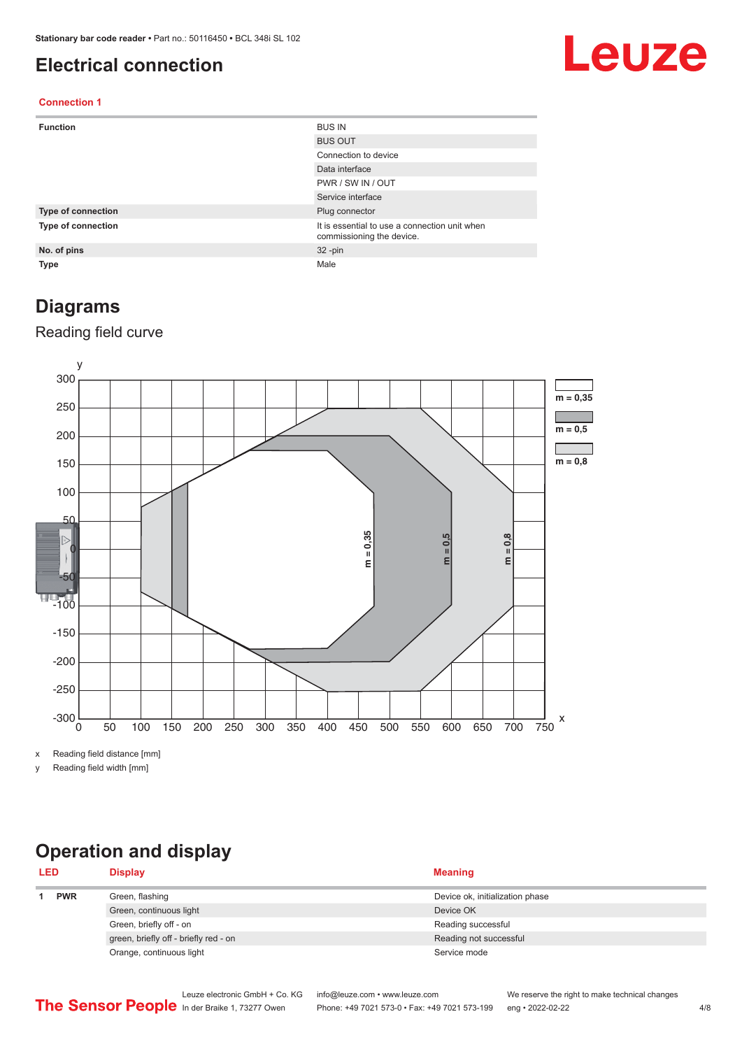# Electrical connection

### Connection 1

| | |
|---|---|
| **Function** | BUS IN |
| | BUS OUT |
| | Connection to device |
| | Data interface |
| | PWR / SW IN / OUT |
| | Service interface |
| **Type of connection** | Plug connector |
| **Type of connection** | It is essential to use a connection unit when commissioning the device. |
| **No. of pins** | 32 -pin |
| **Type** | Male |

# Diagrams

## Reading field curve

x Reading field distance [mm]

y Reading field width [mm]

# Operation and display

| LED | | Display | Meaning |
|---|---|---|---|
| 1 | **PWR** | Green, flashing | Device ok, initialization phase |
| | | Green, continuous light | Device OK |
| | | Green, briefly off - on | Reading successful |
| | | green, briefly off - briefly red - on | Reading not successful |
| | | Orange, continuous light | Service mode |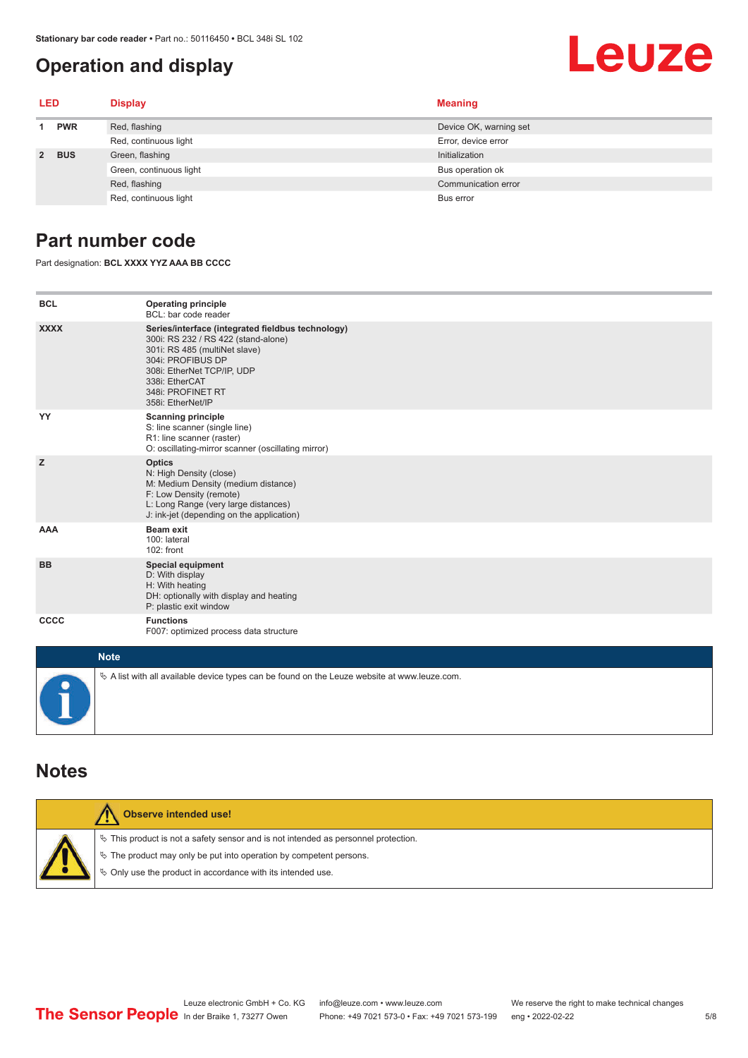# Operation and display

| LED | | Display | Meaning |
|---|---|---|---|
| 1 | PWR | Red, flashing | Device OK, warning set |
| | | Red, continuous light | Error, device error |
| 2 | BUS | Green, flashing | Initialization |
| | | Green, continuous light | Bus operation ok |
| | | Red, flashing | Communication error |
| | | Red, continuous light | Bus error |

# Part number code

Part designation: **BCL XXXX YYZ AAA BB CCCC**

| | |
|---|---|
| **BCL** | **Operating principle**<br>BCL: bar code reader |
| **XXXX** | **Series/interface (integrated fieldbus technology)**<br>300i: RS 232 / RS 422 (stand-alone)<br>301i: RS 485 (multiNet slave)<br>304i: PROFIBUS DP<br>308i: EtherNet TCP/IP, UDP<br>338i: EtherCAT<br>348i: PROFINET RT<br>358i: EtherNet/IP |
| **YY** | **Scanning principle**<br>S: line scanner (single line)<br>R1: line scanner (raster)<br>O: oscillating-mirror scanner (oscillating mirror) |
| **Z** | **Optics**<br>N: High Density (close)<br>M: Medium Density (medium distance)<br>F: Low Density (remote)<br>L: Long Range (very large distances)<br>J: ink-jet (depending on the application) |
| **AAA** | **Beam exit**<br>100: lateral<br>102: front |
| **BB** | **Special equipment**<br>D: With display<br>H: With heating<br>DH: optionally with display and heating<br>P: plastic exit window |
| **CCCC** | **Functions**<br>F007: optimized process data structure |

**Note**

- A list with all available device types can be found on the Leuze website at www.leuze.com.

# Notes

**Observe intended use!**

- This product is not a safety sensor and is not intended as personnel protection.
- The product may only be put into operation by competent persons.
- Only use the product in accordance with its intended use.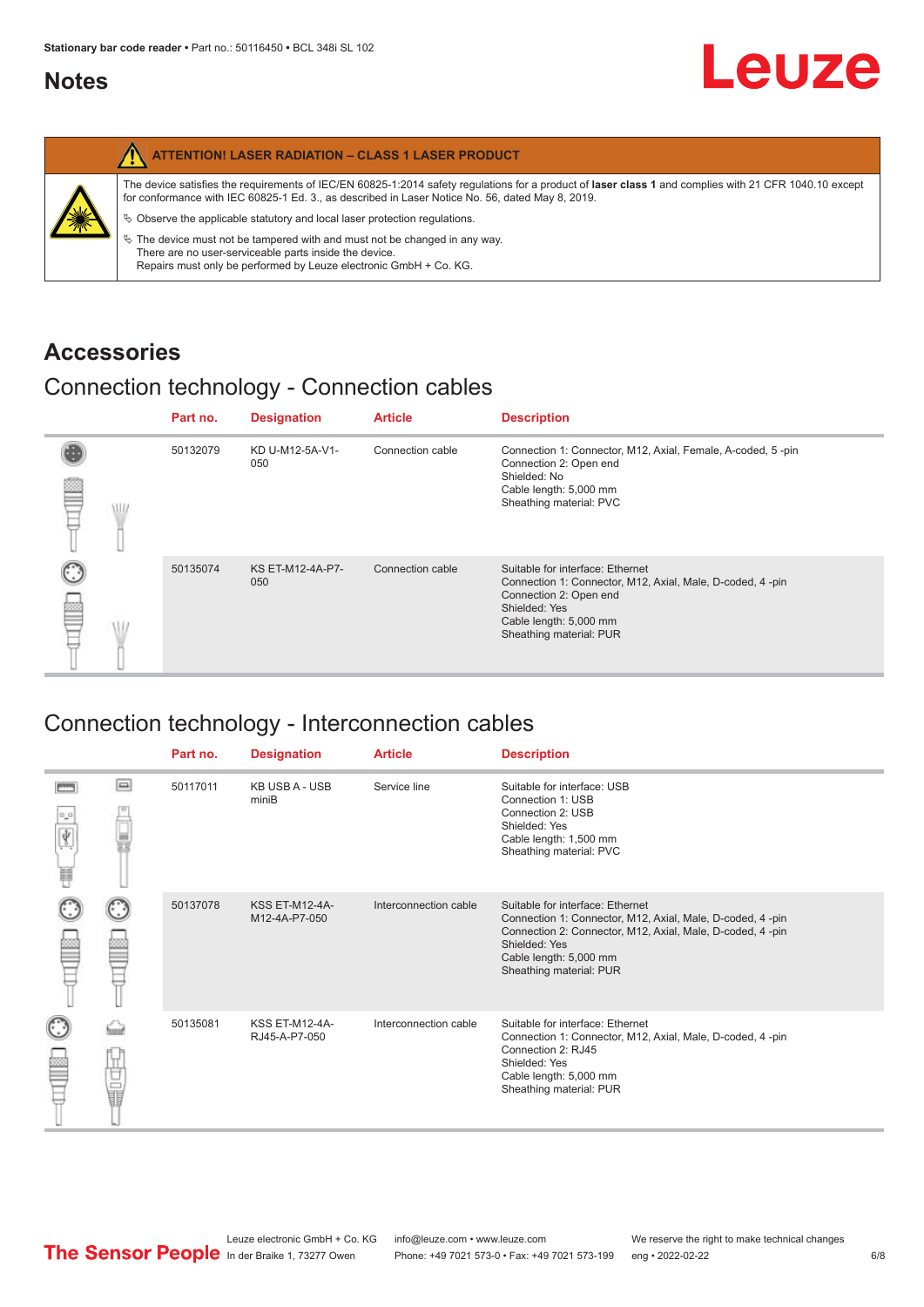# Notes

**ATTENTION! LASER RADIATION – CLASS 1 LASER PRODUCT**

The device satisfies the requirements of IEC/EN 60825-1:2014 safety regulations for a product of **laser class 1** and complies with 21 CFR 1040.10 except for conformance with IEC 60825-1 Ed. 3., as described in Laser Notice No. 56, dated May 8, 2019.

↳ Observe the applicable statutory and local laser protection regulations.

↳ The device must not be tampered with and must not be changed in any way.
There are no user-serviceable parts inside the device.
Repairs must only be performed by Leuze electronic GmbH + Co. KG.

# Accessories

## Connection technology - Connection cables

| Part no. | Designation | Article | Description |
|---|---|---|---|
| 50132079 | KD U-M12-5A-V1-050 | Connection cable | Connection 1: Connector, M12, Axial, Female, A-coded, 5 -pin<br>Connection 2: Open end<br>Shielded: No<br>Cable length: 5,000 mm<br>Sheathing material: PVC |
| 50135074 | KS ET-M12-4A-P7-050 | Connection cable | Suitable for interface: Ethernet<br>Connection 1: Connector, M12, Axial, Male, D-coded, 4 -pin<br>Connection 2: Open end<br>Shielded: Yes<br>Cable length: 5,000 mm<br>Sheathing material: PUR |

## Connection technology - Interconnection cables

| Part no. | Designation | Article | Description |
|---|---|---|---|
| 50117011 | KB USB A - USB miniB | Service line | Suitable for interface: USB<br>Connection 1: USB<br>Connection 2: USB<br>Shielded: Yes<br>Cable length: 1,500 mm<br>Sheathing material: PVC |
| 50137078 | KSS ET-M12-4A-M12-4A-P7-050 | Interconnection cable | Suitable for interface: Ethernet<br>Connection 1: Connector, M12, Axial, Male, D-coded, 4 -pin<br>Connection 2: Connector, M12, Axial, Male, D-coded, 4 -pin<br>Shielded: Yes<br>Cable length: 5,000 mm<br>Sheathing material: PUR |
| 50135081 | KSS ET-M12-4A-RJ45-A-P7-050 | Interconnection cable | Suitable for interface: Ethernet<br>Connection 1: Connector, M12, Axial, Male, D-coded, 4 -pin<br>Connection 2: RJ45<br>Shielded: Yes<br>Cable length: 5,000 mm<br>Sheathing material: PUR |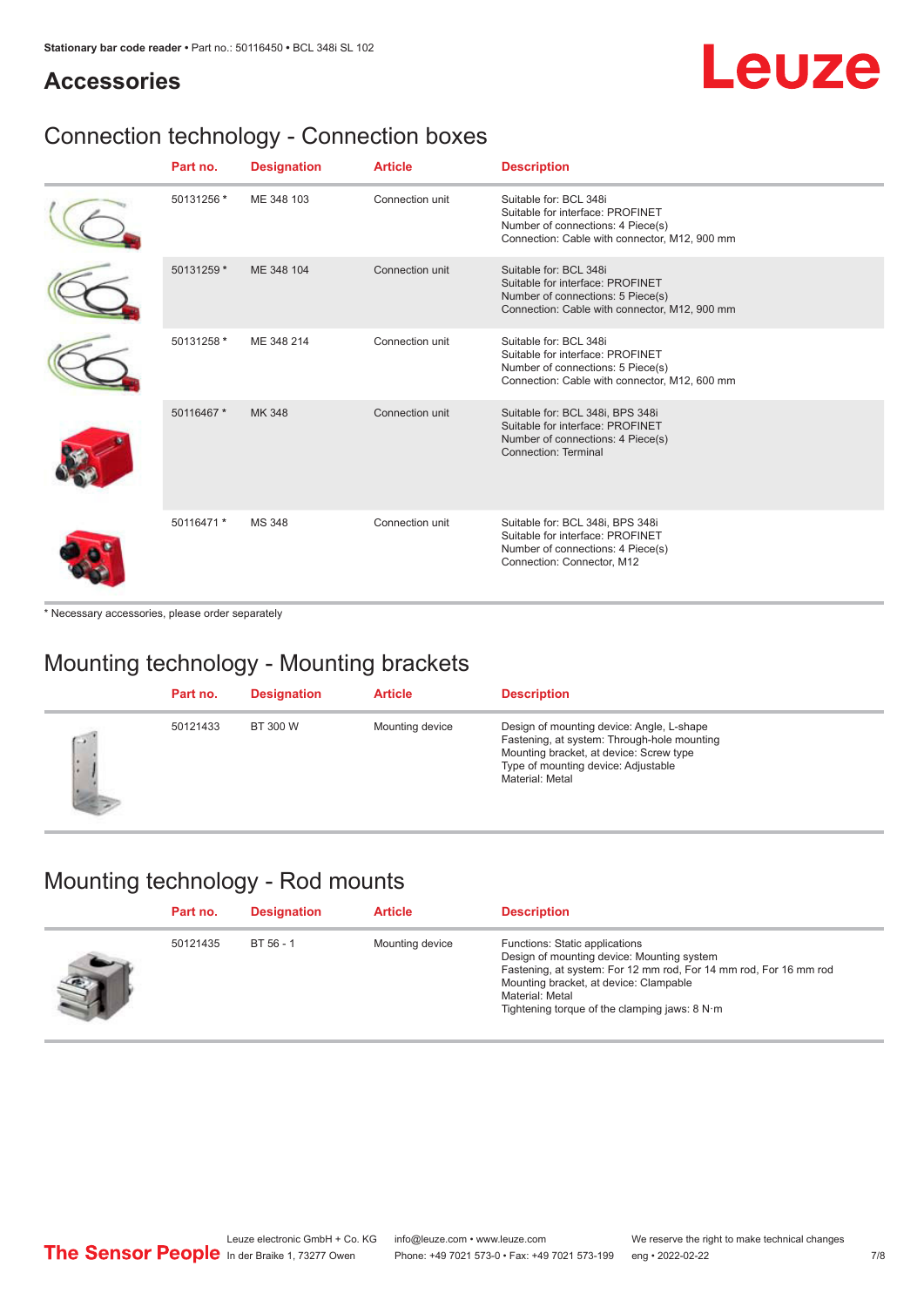# Accessories

## Connection technology - Connection boxes

| Part no. | Designation | Article | Description |
|---|---|---|---|
| 50131256 * | ME 348 103 | Connection unit | Suitable for: BCL 348i<br>Suitable for interface: PROFINET<br>Number of connections: 4 Piece(s)<br>Connection: Cable with connector, M12, 900 mm |
| 50131259 * | ME 348 104 | Connection unit | Suitable for: BCL 348i<br>Suitable for interface: PROFINET<br>Number of connections: 5 Piece(s)<br>Connection: Cable with connector, M12, 900 mm |
| 50131258 * | ME 348 214 | Connection unit | Suitable for: BCL 348i<br>Suitable for interface: PROFINET<br>Number of connections: 5 Piece(s)<br>Connection: Cable with connector, M12, 600 mm |
| 50116467 * | MK 348 | Connection unit | Suitable for: BCL 348i, BPS 348i<br>Suitable for interface: PROFINET<br>Number of connections: 4 Piece(s)<br>Connection: Terminal |
| 50116471 * | MS 348 | Connection unit | Suitable for: BCL 348i, BPS 348i<br>Suitable for interface: PROFINET<br>Number of connections: 4 Piece(s)<br>Connection: Connector, M12 |

* Necessary accessories, please order separately

## Mounting technology - Mounting brackets

| Part no. | Designation | Article | Description |
|---|---|---|---|
| 50121433 | BT 300 W | Mounting device | Design of mounting device: Angle, L-shape<br>Fastening, at system: Through-hole mounting<br>Mounting bracket, at device: Screw type<br>Type of mounting device: Adjustable<br>Material: Metal |

## Mounting technology - Rod mounts

| Part no. | Designation | Article | Description |
|---|---|---|---|
| 50121435 | BT 56 - 1 | Mounting device | Functions: Static applications<br>Design of mounting device: Mounting system<br>Fastening, at system: For 12 mm rod, For 14 mm rod, For 16 mm rod<br>Mounting bracket, at device: Clampable<br>Material: Metal<br>Tightening torque of the clamping jaws: 8 N·m |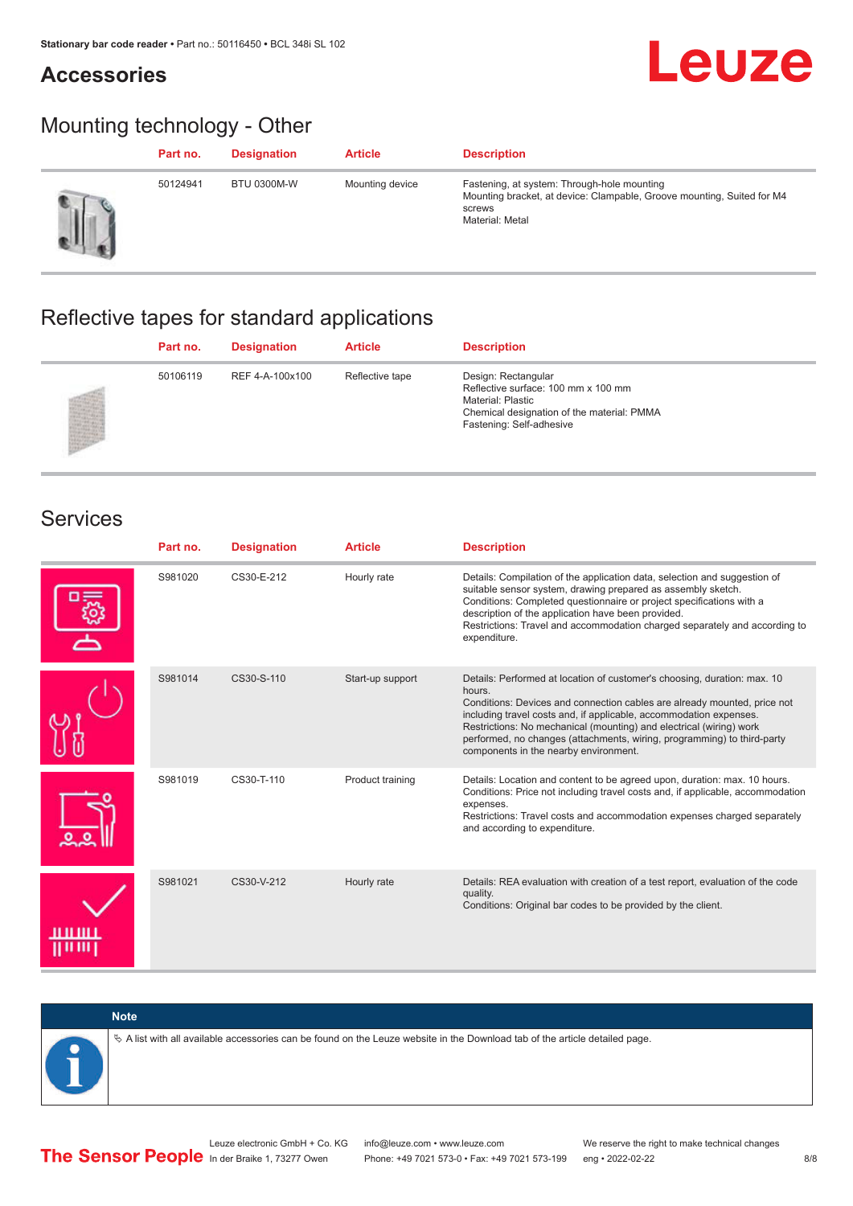## Accessories

### Mounting technology - Other

| Part no. | Designation | Article | Description |
|---|---|---|---|
| 50124941 | BTU 0300M-W | Mounting device | Fastening, at system: Through-hole mounting<br>Mounting bracket, at device: Clampable, Groove mounting, Suited for M4 screws<br>Material: Metal |

### Reflective tapes for standard applications

| Part no. | Designation | Article | Description |
|---|---|---|---|
| 50106119 | REF 4-A-100x100 | Reflective tape | Design: Rectangular<br>Reflective surface: 100 mm x 100 mm<br>Material: Plastic<br>Chemical designation of the material: PMMA<br>Fastening: Self-adhesive |

### Services

| Part no. | Designation | Article | Description |
|---|---|---|---|
| S981020 | CS30-E-212 | Hourly rate | Details: Compilation of the application data, selection and suggestion of suitable sensor system, drawing prepared as assembly sketch.<br>Conditions: Completed questionnaire or project specifications with a description of the application have been provided.<br>Restrictions: Travel and accommodation charged separately and according to expenditure. |
| S981014 | CS30-S-110 | Start-up support | Details: Performed at location of customer's choosing, duration: max. 10 hours.<br>Conditions: Devices and connection cables are already mounted, price not including travel costs and, if applicable, accommodation expenses.<br>Restrictions: No mechanical (mounting) and electrical (wiring) work performed, no changes (attachments, wiring, programming) to third-party components in the nearby environment. |
| S981019 | CS30-T-110 | Product training | Details: Location and content to be agreed upon, duration: max. 10 hours.<br>Conditions: Price not including travel costs and, if applicable, accommodation expenses.<br>Restrictions: Travel costs and accommodation expenses charged separately and according to expenditure. |
| S981021 | CS30-V-212 | Hourly rate | Details: REA evaluation with creation of a test report, evaluation of the code quality.<br>Conditions: Original bar codes to be provided by the client. |

**Note**

A list with all available accessories can be found on the Leuze website in the Download tab of the article detailed page.